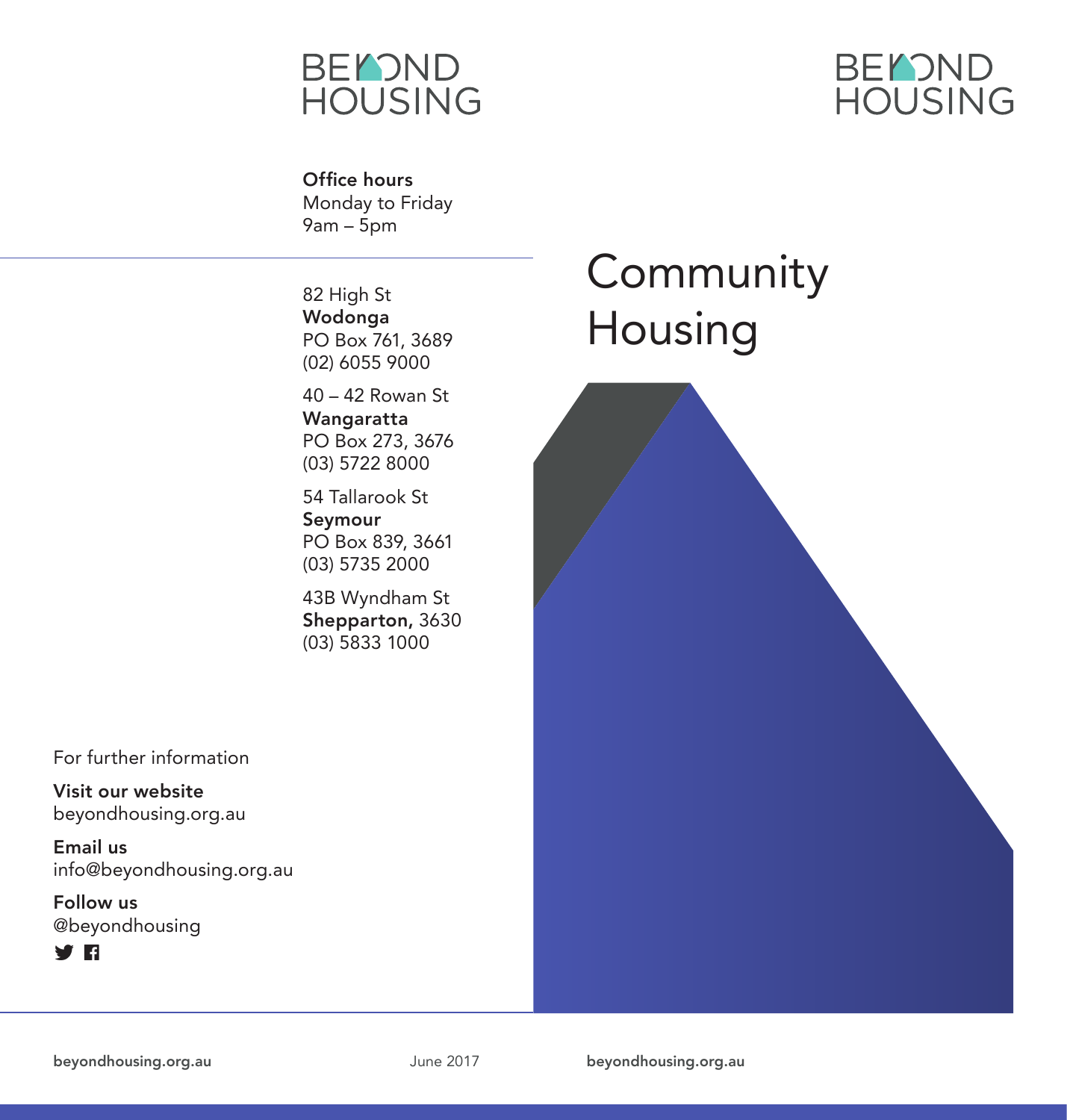BEYOND HOUSING

**Office hours**
Monday to Friday
9am – 5pm

82 High St
**Wodonga**
PO Box 761, 3689
(02) 6055 9000

40 – 42 Rowan St
**Wangaratta**
PO Box 273, 3676
(03) 5722 8000

54 Tallarook St
**Seymour**
PO Box 839, 3661
(03) 5735 2000

43B Wyndham St
**Shepparton,** 3630
(03) 5833 1000

For further information

**Visit our website**
beyondhousing.org.au

**Email us**
info@beyondhousing.org.au

**Follow us**
@beyondhousing

**beyondhousing.org.au**

June 2017

BEYOND HOUSING

# Community Housing

**beyondhousing.org.au**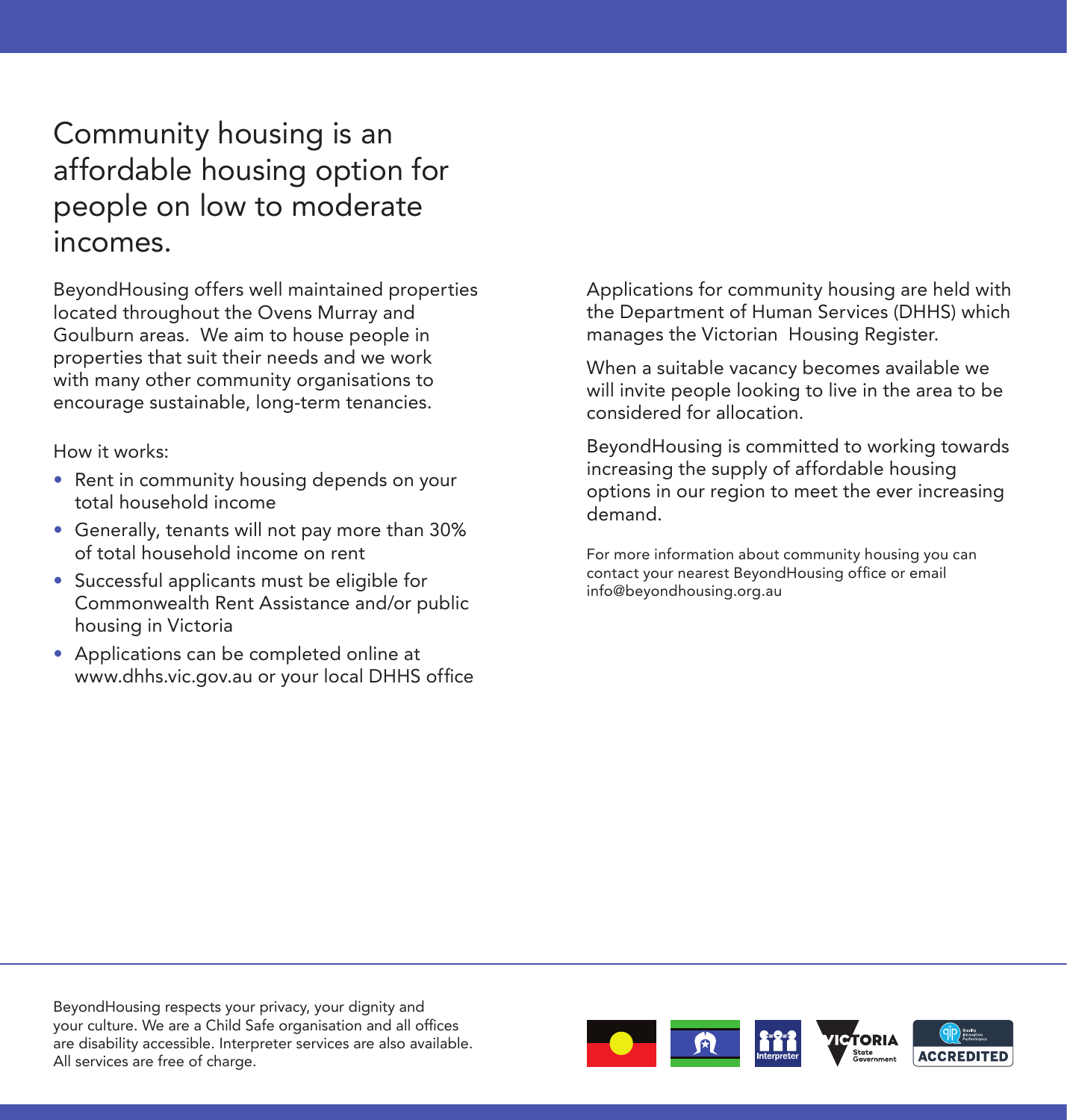# Community housing is an affordable housing option for people on low to moderate incomes.

BeyondHousing offers well maintained properties located throughout the Ovens Murray and Goulburn areas. We aim to house people in properties that suit their needs and we work with many other community organisations to encourage sustainable, long-term tenancies.

How it works:

- Rent in community housing depends on your total household income
- Generally, tenants will not pay more than 30% of total household income on rent
- Successful applicants must be eligible for Commonwealth Rent Assistance and/or public housing in Victoria
- Applications can be completed online at www.dhhs.vic.gov.au or your local DHHS office

Applications for community housing are held with the Department of Human Services (DHHS) which manages the Victorian Housing Register.

When a suitable vacancy becomes available we will invite people looking to live in the area to be considered for allocation.

BeyondHousing is committed to working towards increasing the supply of affordable housing options in our region to meet the ever increasing demand.

For more information about community housing you can contact your nearest BeyondHousing office or email info@beyondhousing.org.au

BeyondHousing respects your privacy, your dignity and your culture. We are a Child Safe organisation and all offices are disability accessible. Interpreter services are also available. All services are free of charge.

Interpreter

VICTORIA State Government

ACCREDITED